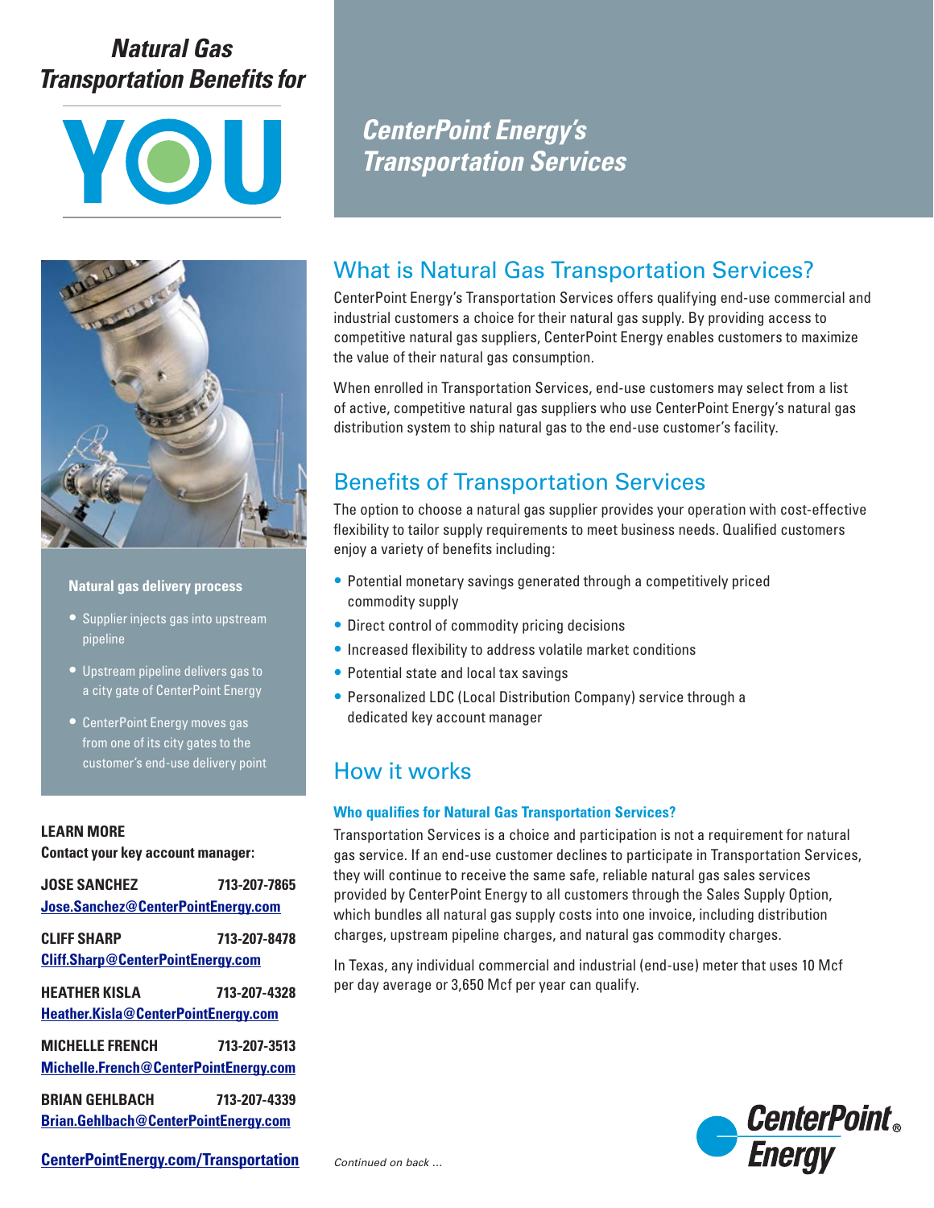# Natural Gas Transportation Benefits for YOU

## CenterPoint Energy's Transportation Services

## What is Natural Gas Transportation Services?

CenterPoint Energy's Transportation Services offers qualifying end-use commercial and industrial customers a choice for their natural gas supply. By providing access to competitive natural gas suppliers, CenterPoint Energy enables customers to maximize the value of their natural gas consumption.

When enrolled in Transportation Services, end-use customers may select from a list of active, competitive natural gas suppliers who use CenterPoint Energy's natural gas distribution system to ship natural gas to the end-use customer's facility.

## Benefits of Transportation Services

The option to choose a natural gas supplier provides your operation with cost-effective flexibility to tailor supply requirements to meet business needs. Qualified customers enjoy a variety of benefits including:

- Potential monetary savings generated through a competitively priced commodity supply
- Direct control of commodity pricing decisions
- Increased flexibility to address volatile market conditions
- Potential state and local tax savings
- Personalized LDC (Local Distribution Company) service through a dedicated key account manager

## How it works

### Who qualifies for Natural Gas Transportation Services?

Transportation Services is a choice and participation is not a requirement for natural gas service. If an end-use customer declines to participate in Transportation Services, they will continue to receive the same safe, reliable natural gas sales services provided by CenterPoint Energy to all customers through the Sales Supply Option, which bundles all natural gas supply costs into one invoice, including distribution charges, upstream pipeline charges, and natural gas commodity charges.

In Texas, any individual commercial and industrial (end-use) meter that uses 10 Mcf per day average or 3,650 Mcf per year can qualify.

*Continued on back ...*

**Natural gas delivery process**

- Supplier injects gas into upstream pipeline
- Upstream pipeline delivers gas to a city gate of CenterPoint Energy
- CenterPoint Energy moves gas from one of its city gates to the customer's end-use delivery point

**LEARN MORE**
**Contact your key account manager:**

**JOSE SANCHEZ** 713-207-7865
Jose.Sanchez@CenterPointEnergy.com

**CLIFF SHARP** 713-207-8478
Cliff.Sharp@CenterPointEnergy.com

**HEATHER KISLA** 713-207-4328
Heather.Kisla@CenterPointEnergy.com

**MICHELLE FRENCH** 713-207-3513
Michelle.French@CenterPointEnergy.com

**BRIAN GEHLBACH** 713-207-4339
Brian.Gehlbach@CenterPointEnergy.com

CenterPointEnergy.com/Transportation

CenterPoint Energy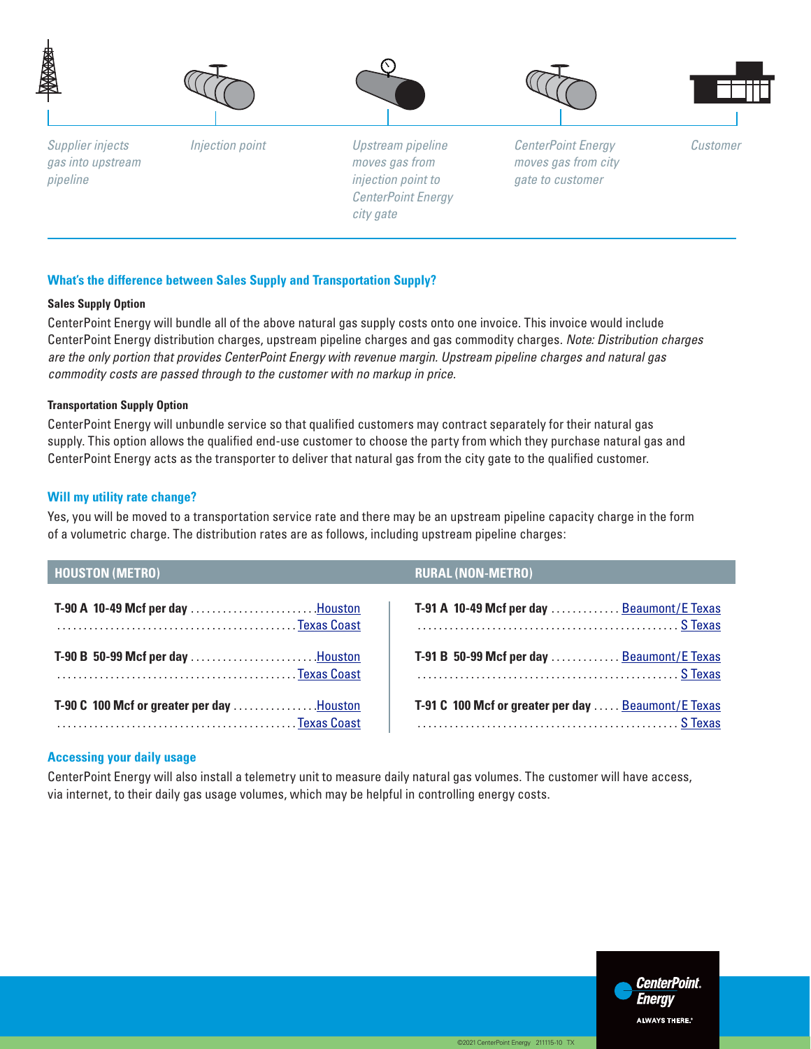Supplier injects gas into upstream pipeline

Injection point

Upstream pipeline moves gas from injection point to CenterPoint Energy city gate

CenterPoint Energy moves gas from city gate to customer

Customer

### What's the difference between Sales Supply and Transportation Supply?

#### Sales Supply Option

CenterPoint Energy will bundle all of the above natural gas supply costs onto one invoice. This invoice would include CenterPoint Energy distribution charges, upstream pipeline charges and gas commodity charges. *Note: Distribution charges are the only portion that provides CenterPoint Energy with revenue margin. Upstream pipeline charges and natural gas commodity costs are passed through to the customer with no markup in price.*

#### Transportation Supply Option

CenterPoint Energy will unbundle service so that qualified customers may contract separately for their natural gas supply. This option allows the qualified end-use customer to choose the party from which they purchase natural gas and CenterPoint Energy acts as the transporter to deliver that natural gas from the city gate to the qualified customer.

### Will my utility rate change?

Yes, you will be moved to a transportation service rate and there may be an upstream pipeline capacity charge in the form of a volumetric charge. The distribution rates are as follows, including upstream pipeline charges:

| HOUSTON (METRO) | | RURAL (NON-METRO) | |
|---|---|---|---|
| **T-90 A 10-49 Mcf per day** | Houston | **T-91 A 10-49 Mcf per day** | Beaumont/E Texas |
| | Texas Coast | | S Texas |
| **T-90 B 50-99 Mcf per day** | Houston | **T-91 B 50-99 Mcf per day** | Beaumont/E Texas |
| | Texas Coast | | S Texas |
| **T-90 C 100 Mcf or greater per day** | Houston | **T-91 C 100 Mcf or greater per day** | Beaumont/E Texas |
| | Texas Coast | | S Texas |

### Accessing your daily usage

CenterPoint Energy will also install a telemetry unit to measure daily natural gas volumes. The customer will have access, via internet, to their daily gas usage volumes, which may be helpful in controlling energy costs.

CenterPoint. Energy
ALWAYS THERE.®

©2021 CenterPoint Energy 211115-10 TX